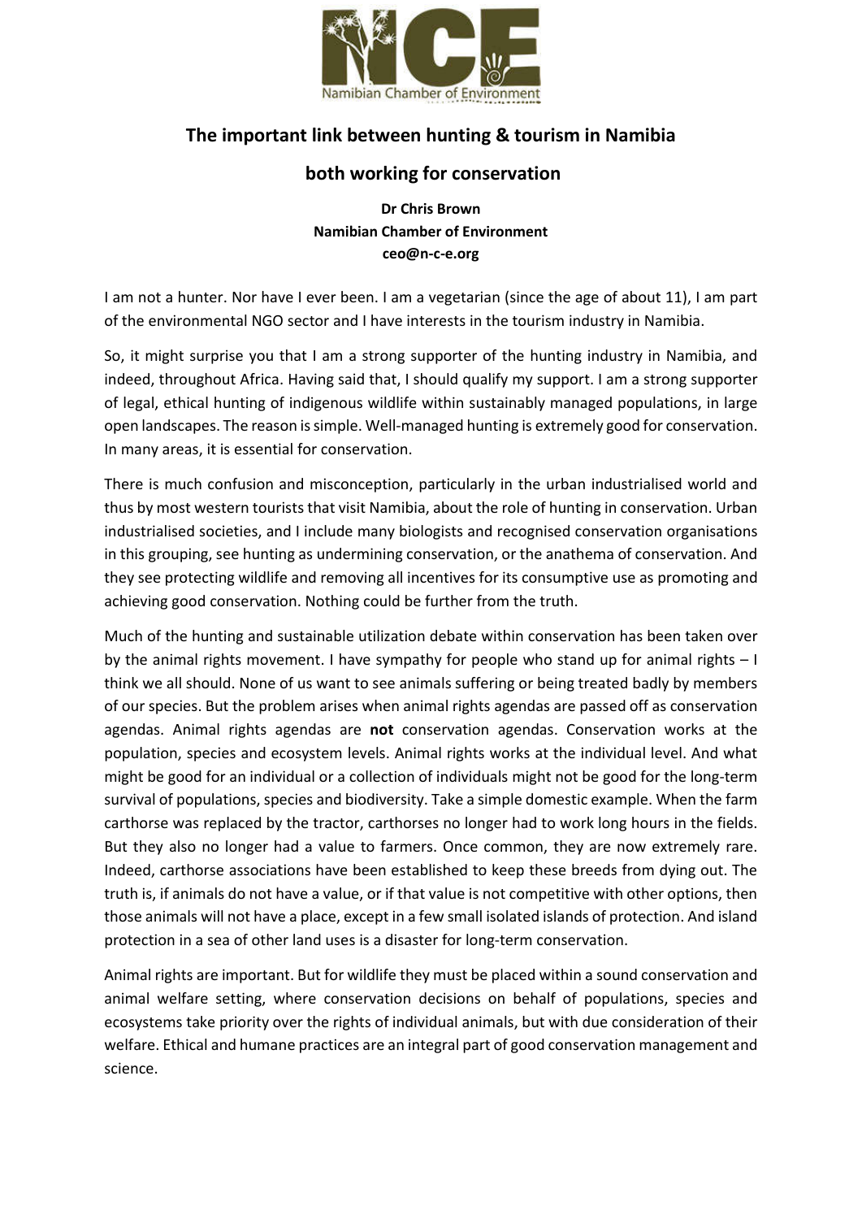# The important link between hunting & tourism in Namibia

## both working for conservation

**Dr Chris Brown**
**Namibian Chamber of Environment**
**ceo@n-c-e.org**

I am not a hunter. Nor have I ever been. I am a vegetarian (since the age of about 11), I am part of the environmental NGO sector and I have interests in the tourism industry in Namibia.

So, it might surprise you that I am a strong supporter of the hunting industry in Namibia, and indeed, throughout Africa. Having said that, I should qualify my support. I am a strong supporter of legal, ethical hunting of indigenous wildlife within sustainably managed populations, in large open landscapes. The reason is simple. Well-managed hunting is extremely good for conservation. In many areas, it is essential for conservation.

There is much confusion and misconception, particularly in the urban industrialised world and thus by most western tourists that visit Namibia, about the role of hunting in conservation. Urban industrialised societies, and I include many biologists and recognised conservation organisations in this grouping, see hunting as undermining conservation, or the anathema of conservation. And they see protecting wildlife and removing all incentives for its consumptive use as promoting and achieving good conservation. Nothing could be further from the truth.

Much of the hunting and sustainable utilization debate within conservation has been taken over by the animal rights movement. I have sympathy for people who stand up for animal rights – I think we all should. None of us want to see animals suffering or being treated badly by members of our species. But the problem arises when animal rights agendas are passed off as conservation agendas. Animal rights agendas are **not** conservation agendas. Conservation works at the population, species and ecosystem levels. Animal rights works at the individual level. And what might be good for an individual or a collection of individuals might not be good for the long-term survival of populations, species and biodiversity. Take a simple domestic example. When the farm carthorse was replaced by the tractor, carthorses no longer had to work long hours in the fields. But they also no longer had a value to farmers. Once common, they are now extremely rare. Indeed, carthorse associations have been established to keep these breeds from dying out. The truth is, if animals do not have a value, or if that value is not competitive with other options, then those animals will not have a place, except in a few small isolated islands of protection. And island protection in a sea of other land uses is a disaster for long-term conservation.

Animal rights are important. But for wildlife they must be placed within a sound conservation and animal welfare setting, where conservation decisions on behalf of populations, species and ecosystems take priority over the rights of individual animals, but with due consideration of their welfare. Ethical and humane practices are an integral part of good conservation management and science.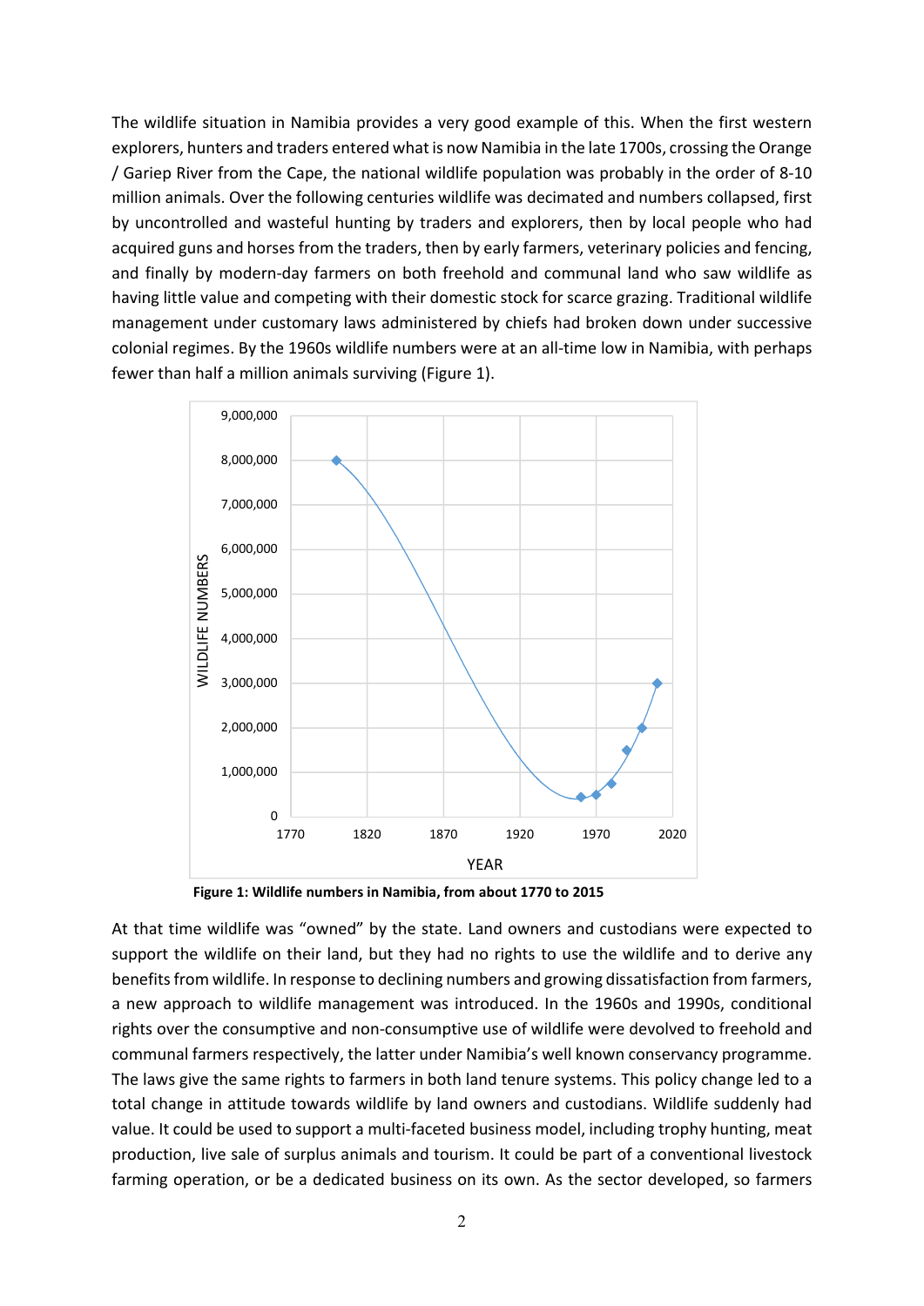The wildlife situation in Namibia provides a very good example of this. When the first western explorers, hunters and traders entered what is now Namibia in the late 1700s, crossing the Orange / Gariep River from the Cape, the national wildlife population was probably in the order of 8-10 million animals. Over the following centuries wildlife was decimated and numbers collapsed, first by uncontrolled and wasteful hunting by traders and explorers, then by local people who had acquired guns and horses from the traders, then by early farmers, veterinary policies and fencing, and finally by modern-day farmers on both freehold and communal land who saw wildlife as having little value and competing with their domestic stock for scarce grazing. Traditional wildlife management under customary laws administered by chiefs had broken down under successive colonial regimes. By the 1960s wildlife numbers were at an all-time low in Namibia, with perhaps fewer than half a million animals surviving (Figure 1).

**Figure 1: Wildlife numbers in Namibia, from about 1770 to 2015**

At that time wildlife was "owned" by the state. Land owners and custodians were expected to support the wildlife on their land, but they had no rights to use the wildlife and to derive any benefits from wildlife. In response to declining numbers and growing dissatisfaction from farmers, a new approach to wildlife management was introduced. In the 1960s and 1990s, conditional rights over the consumptive and non-consumptive use of wildlife were devolved to freehold and communal farmers respectively, the latter under Namibia's well known conservancy programme. The laws give the same rights to farmers in both land tenure systems. This policy change led to a total change in attitude towards wildlife by land owners and custodians. Wildlife suddenly had value. It could be used to support a multi-faceted business model, including trophy hunting, meat production, live sale of surplus animals and tourism. It could be part of a conventional livestock farming operation, or be a dedicated business on its own. As the sector developed, so farmers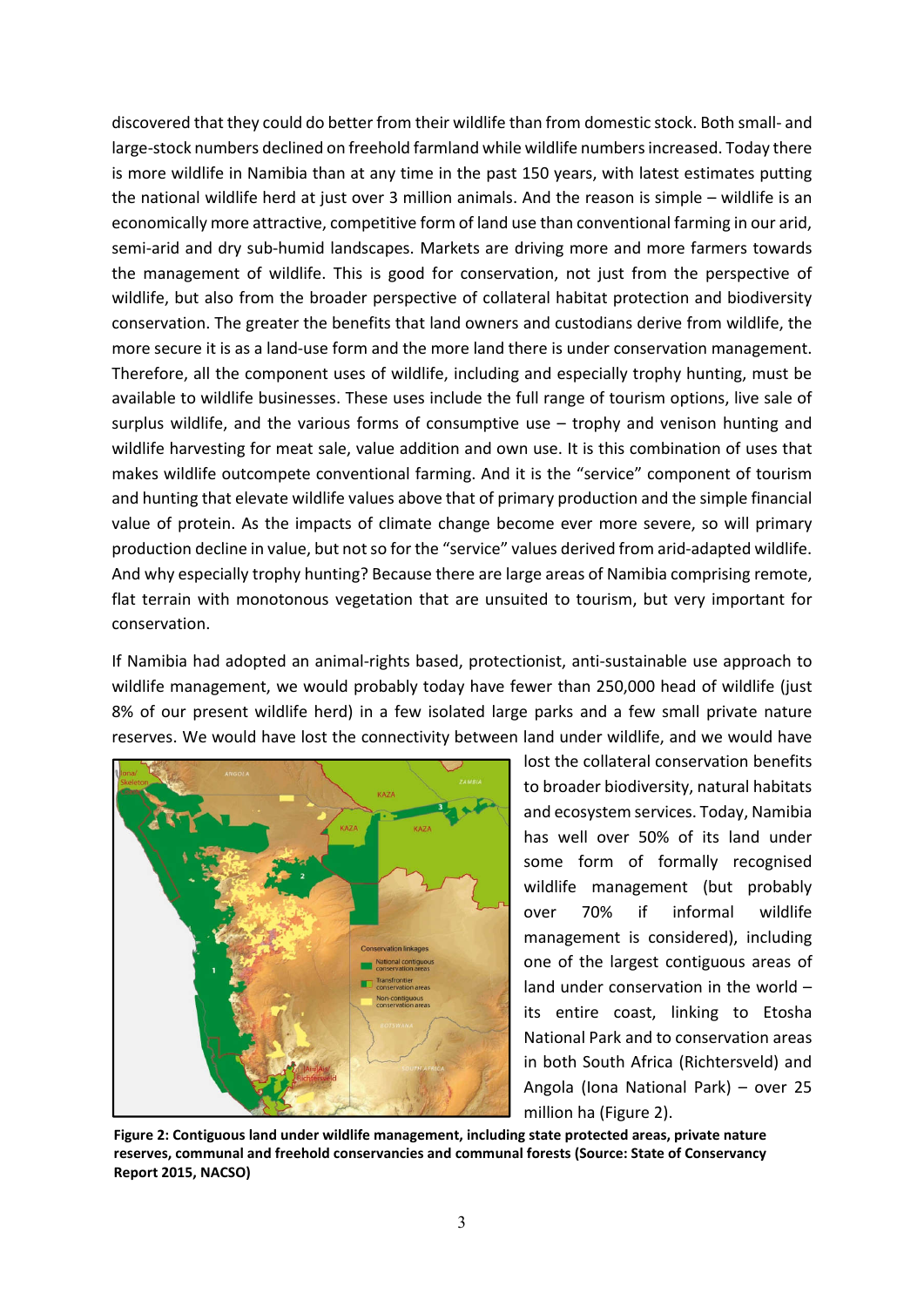discovered that they could do better from their wildlife than from domestic stock. Both small- and large-stock numbers declined on freehold farmland while wildlife numbers increased. Today there is more wildlife in Namibia than at any time in the past 150 years, with latest estimates putting the national wildlife herd at just over 3 million animals. And the reason is simple – wildlife is an economically more attractive, competitive form of land use than conventional farming in our arid, semi-arid and dry sub-humid landscapes. Markets are driving more and more farmers towards the management of wildlife. This is good for conservation, not just from the perspective of wildlife, but also from the broader perspective of collateral habitat protection and biodiversity conservation. The greater the benefits that land owners and custodians derive from wildlife, the more secure it is as a land-use form and the more land there is under conservation management. Therefore, all the component uses of wildlife, including and especially trophy hunting, must be available to wildlife businesses. These uses include the full range of tourism options, live sale of surplus wildlife, and the various forms of consumptive use – trophy and venison hunting and wildlife harvesting for meat sale, value addition and own use. It is this combination of uses that makes wildlife outcompete conventional farming. And it is the "service" component of tourism and hunting that elevate wildlife values above that of primary production and the simple financial value of protein. As the impacts of climate change become ever more severe, so will primary production decline in value, but not so for the "service" values derived from arid-adapted wildlife. And why especially trophy hunting? Because there are large areas of Namibia comprising remote, flat terrain with monotonous vegetation that are unsuited to tourism, but very important for conservation.

If Namibia had adopted an animal-rights based, protectionist, anti-sustainable use approach to wildlife management, we would probably today have fewer than 250,000 head of wildlife (just 8% of our present wildlife herd) in a few isolated large parks and a few small private nature reserves. We would have lost the connectivity between land under wildlife, and we would have lost the collateral conservation benefits to broader biodiversity, natural habitats and ecosystem services. Today, Namibia has well over 50% of its land under some form of formally recognised wildlife management (but probably over 70% if informal wildlife management is considered), including one of the largest contiguous areas of land under conservation in the world – its entire coast, linking to Etosha National Park and to conservation areas in both South Africa (Richtersveld) and Angola (Iona National Park) – over 25 million ha (Figure 2).

**Figure 2: Contiguous land under wildlife management, including state protected areas, private nature reserves, communal and freehold conservancies and communal forests (Source: State of Conservancy Report 2015, NACSO)**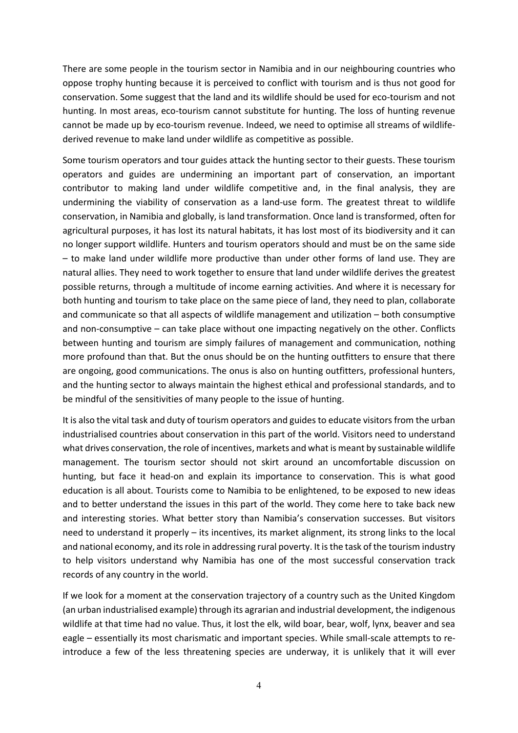There are some people in the tourism sector in Namibia and in our neighbouring countries who oppose trophy hunting because it is perceived to conflict with tourism and is thus not good for conservation. Some suggest that the land and its wildlife should be used for eco-tourism and not hunting. In most areas, eco-tourism cannot substitute for hunting. The loss of hunting revenue cannot be made up by eco-tourism revenue. Indeed, we need to optimise all streams of wildlife-derived revenue to make land under wildlife as competitive as possible.

Some tourism operators and tour guides attack the hunting sector to their guests. These tourism operators and guides are undermining an important part of conservation, an important contributor to making land under wildlife competitive and, in the final analysis, they are undermining the viability of conservation as a land-use form. The greatest threat to wildlife conservation, in Namibia and globally, is land transformation. Once land is transformed, often for agricultural purposes, it has lost its natural habitats, it has lost most of its biodiversity and it can no longer support wildlife. Hunters and tourism operators should and must be on the same side – to make land under wildlife more productive than under other forms of land use. They are natural allies. They need to work together to ensure that land under wildlife derives the greatest possible returns, through a multitude of income earning activities. And where it is necessary for both hunting and tourism to take place on the same piece of land, they need to plan, collaborate and communicate so that all aspects of wildlife management and utilization – both consumptive and non-consumptive – can take place without one impacting negatively on the other. Conflicts between hunting and tourism are simply failures of management and communication, nothing more profound than that. But the onus should be on the hunting outfitters to ensure that there are ongoing, good communications. The onus is also on hunting outfitters, professional hunters, and the hunting sector to always maintain the highest ethical and professional standards, and to be mindful of the sensitivities of many people to the issue of hunting.

It is also the vital task and duty of tourism operators and guides to educate visitors from the urban industrialised countries about conservation in this part of the world. Visitors need to understand what drives conservation, the role of incentives, markets and what is meant by sustainable wildlife management. The tourism sector should not skirt around an uncomfortable discussion on hunting, but face it head-on and explain its importance to conservation. This is what good education is all about. Tourists come to Namibia to be enlightened, to be exposed to new ideas and to better understand the issues in this part of the world. They come here to take back new and interesting stories. What better story than Namibia's conservation successes. But visitors need to understand it properly – its incentives, its market alignment, its strong links to the local and national economy, and its role in addressing rural poverty. It is the task of the tourism industry to help visitors understand why Namibia has one of the most successful conservation track records of any country in the world.

If we look for a moment at the conservation trajectory of a country such as the United Kingdom (an urban industrialised example) through its agrarian and industrial development, the indigenous wildlife at that time had no value. Thus, it lost the elk, wild boar, bear, wolf, lynx, beaver and sea eagle – essentially its most charismatic and important species. While small-scale attempts to re-introduce a few of the less threatening species are underway, it is unlikely that it will ever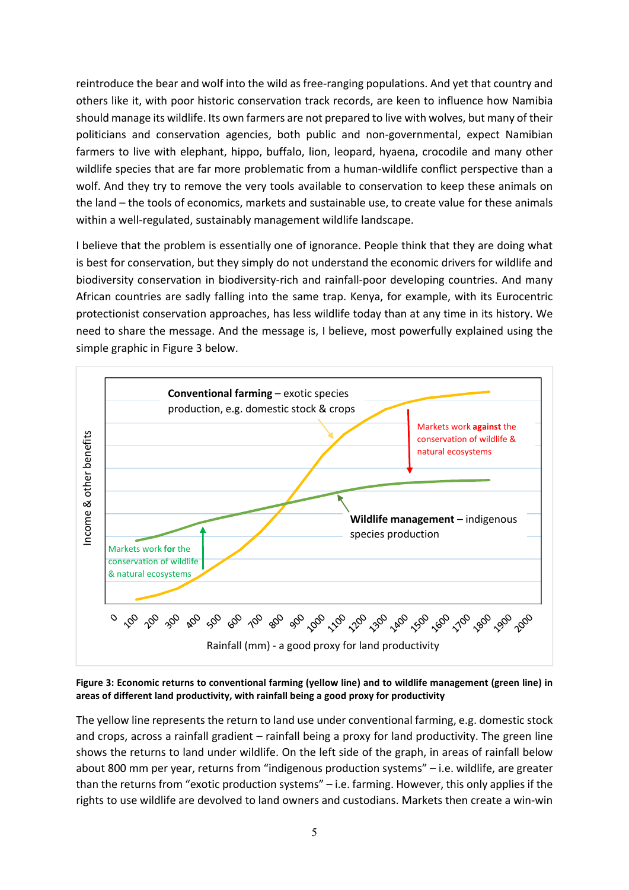reintroduce the bear and wolf into the wild as free-ranging populations. And yet that country and others like it, with poor historic conservation track records, are keen to influence how Namibia should manage its wildlife. Its own farmers are not prepared to live with wolves, but many of their politicians and conservation agencies, both public and non-governmental, expect Namibian farmers to live with elephant, hippo, buffalo, lion, leopard, hyaena, crocodile and many other wildlife species that are far more problematic from a human-wildlife conflict perspective than a wolf. And they try to remove the very tools available to conservation to keep these animals on the land – the tools of economics, markets and sustainable use, to create value for these animals within a well-regulated, sustainably management wildlife landscape.

I believe that the problem is essentially one of ignorance. People think that they are doing what is best for conservation, but they simply do not understand the economic drivers for wildlife and biodiversity conservation in biodiversity-rich and rainfall-poor developing countries. And many African countries are sadly falling into the same trap. Kenya, for example, with its Eurocentric protectionist conservation approaches, has less wildlife today than at any time in its history. We need to share the message. And the message is, I believe, most powerfully explained using the simple graphic in Figure 3 below.

**Figure 3: Economic returns to conventional farming (yellow line) and to wildlife management (green line) in areas of different land productivity, with rainfall being a good proxy for productivity**

The yellow line represents the return to land use under conventional farming, e.g. domestic stock and crops, across a rainfall gradient – rainfall being a proxy for land productivity. The green line shows the returns to land under wildlife. On the left side of the graph, in areas of rainfall below about 800 mm per year, returns from "indigenous production systems" – i.e. wildlife, are greater than the returns from "exotic production systems" – i.e. farming. However, this only applies if the rights to use wildlife are devolved to land owners and custodians. Markets then create a win-win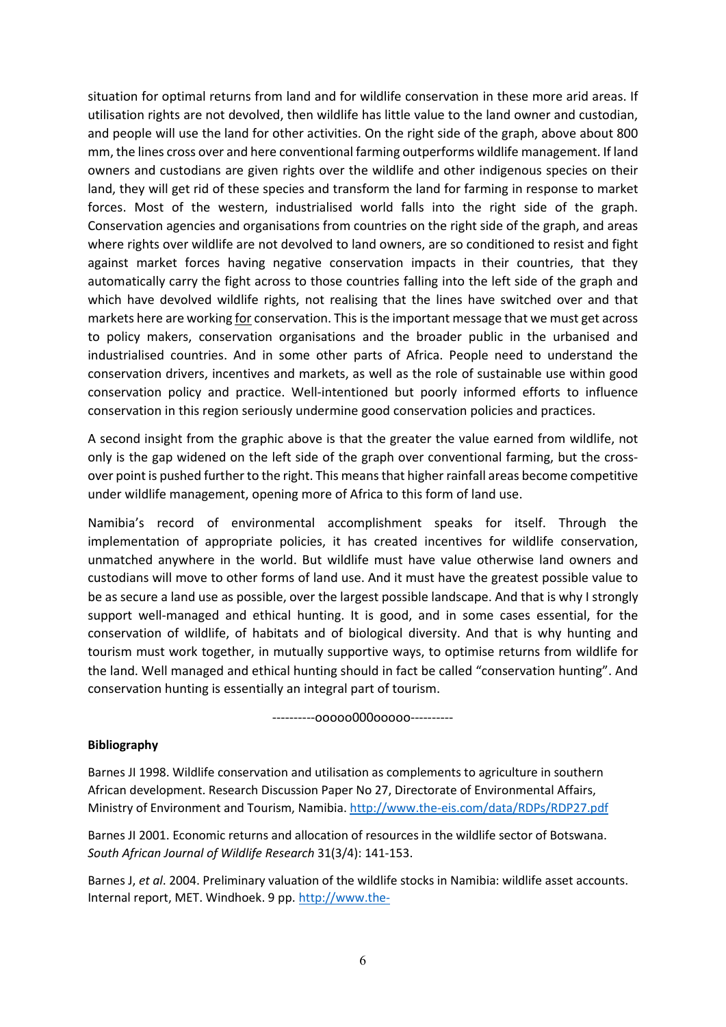situation for optimal returns from land and for wildlife conservation in these more arid areas. If utilisation rights are not devolved, then wildlife has little value to the land owner and custodian, and people will use the land for other activities. On the right side of the graph, above about 800 mm, the lines cross over and here conventional farming outperforms wildlife management. If land owners and custodians are given rights over the wildlife and other indigenous species on their land, they will get rid of these species and transform the land for farming in response to market forces. Most of the western, industrialised world falls into the right side of the graph. Conservation agencies and organisations from countries on the right side of the graph, and areas where rights over wildlife are not devolved to land owners, are so conditioned to resist and fight against market forces having negative conservation impacts in their countries, that they automatically carry the fight across to those countries falling into the left side of the graph and which have devolved wildlife rights, not realising that the lines have switched over and that markets here are working <u>for</u> conservation. This is the important message that we must get across to policy makers, conservation organisations and the broader public in the urbanised and industrialised countries. And in some other parts of Africa. People need to understand the conservation drivers, incentives and markets, as well as the role of sustainable use within good conservation policy and practice. Well-intentioned but poorly informed efforts to influence conservation in this region seriously undermine good conservation policies and practices.

A second insight from the graphic above is that the greater the value earned from wildlife, not only is the gap widened on the left side of the graph over conventional farming, but the cross-over point is pushed further to the right. This means that higher rainfall areas become competitive under wildlife management, opening more of Africa to this form of land use.

Namibia's record of environmental accomplishment speaks for itself. Through the implementation of appropriate policies, it has created incentives for wildlife conservation, unmatched anywhere in the world. But wildlife must have value otherwise land owners and custodians will move to other forms of land use. And it must have the greatest possible value to be as secure a land use as possible, over the largest possible landscape. And that is why I strongly support well-managed and ethical hunting. It is good, and in some cases essential, for the conservation of wildlife, of habitats and of biological diversity. And that is why hunting and tourism must work together, in mutually supportive ways, to optimise returns from wildlife for the land. Well managed and ethical hunting should in fact be called "conservation hunting". And conservation hunting is essentially an integral part of tourism.

----------ooooo000ooooo----------

**Bibliography**

Barnes JI 1998. Wildlife conservation and utilisation as complements to agriculture in southern African development. Research Discussion Paper No 27, Directorate of Environmental Affairs, Ministry of Environment and Tourism, Namibia. http://www.the-eis.com/data/RDPs/RDP27.pdf

Barnes JI 2001. Economic returns and allocation of resources in the wildlife sector of Botswana. *South African Journal of Wildlife Research* 31(3/4): 141-153.

Barnes J, *et al*. 2004. Preliminary valuation of the wildlife stocks in Namibia: wildlife asset accounts. Internal report, MET. Windhoek. 9 pp. http://www.the-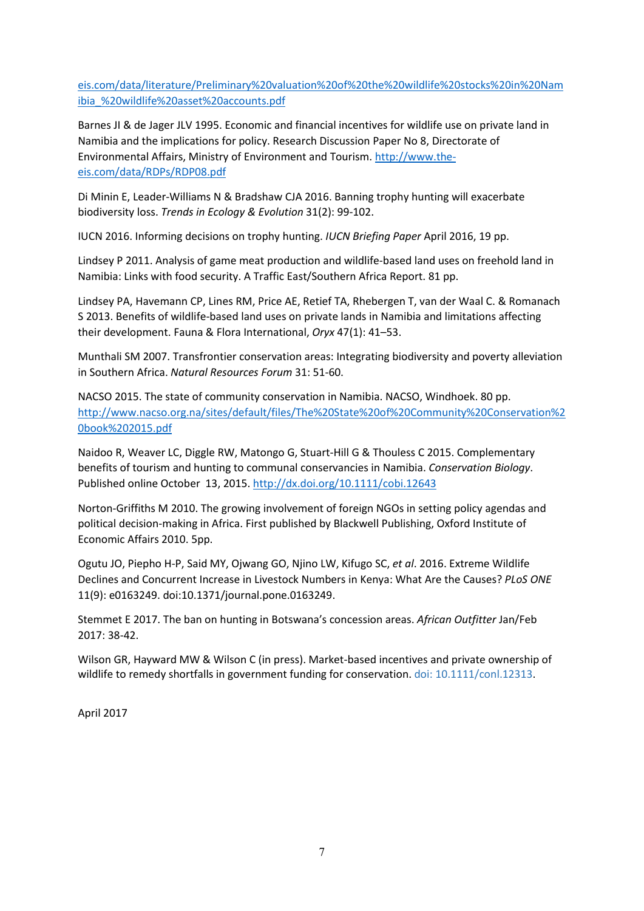eis.com/data/literature/Preliminary%20valuation%20of%20the%20wildlife%20stocks%20in%20Namibia_%20wildlife%20asset%20accounts.pdf

Barnes JI & de Jager JLV 1995. Economic and financial incentives for wildlife use on private land in Namibia and the implications for policy. Research Discussion Paper No 8, Directorate of Environmental Affairs, Ministry of Environment and Tourism. http://www.the-eis.com/data/RDPs/RDP08.pdf

Di Minin E, Leader-Williams N & Bradshaw CJA 2016. Banning trophy hunting will exacerbate biodiversity loss. *Trends in Ecology & Evolution* 31(2): 99-102.

IUCN 2016. Informing decisions on trophy hunting. *IUCN Briefing Paper* April 2016, 19 pp.

Lindsey P 2011. Analysis of game meat production and wildlife-based land uses on freehold land in Namibia: Links with food security. A Traffic East/Southern Africa Report. 81 pp.

Lindsey PA, Havemann CP, Lines RM, Price AE, Retief TA, Rhebergen T, van der Waal C. & Romanach S 2013. Benefits of wildlife-based land uses on private lands in Namibia and limitations affecting their development. Fauna & Flora International, *Oryx* 47(1): 41–53.

Munthali SM 2007. Transfrontier conservation areas: Integrating biodiversity and poverty alleviation in Southern Africa. *Natural Resources Forum* 31: 51-60.

NACSO 2015. The state of community conservation in Namibia. NACSO, Windhoek. 80 pp. http://www.nacso.org.na/sites/default/files/The%20State%20of%20Community%20Conservation%20book%202015.pdf

Naidoo R, Weaver LC, Diggle RW, Matongo G, Stuart-Hill G & Thouless C 2015. Complementary benefits of tourism and hunting to communal conservancies in Namibia. *Conservation Biology*. Published online October 13, 2015. http://dx.doi.org/10.1111/cobi.12643

Norton-Griffiths M 2010. The growing involvement of foreign NGOs in setting policy agendas and political decision-making in Africa. First published by Blackwell Publishing, Oxford Institute of Economic Affairs 2010. 5pp.

Ogutu JO, Piepho H-P, Said MY, Ojwang GO, Njino LW, Kifugo SC, *et al*. 2016. Extreme Wildlife Declines and Concurrent Increase in Livestock Numbers in Kenya: What Are the Causes? *PLoS ONE* 11(9): e0163249. doi:10.1371/journal.pone.0163249.

Stemmet E 2017. The ban on hunting in Botswana's concession areas. *African Outfitter* Jan/Feb 2017: 38-42.

Wilson GR, Hayward MW & Wilson C (in press). Market-based incentives and private ownership of wildlife to remedy shortfalls in government funding for conservation. doi: 10.1111/conl.12313.

April 2017